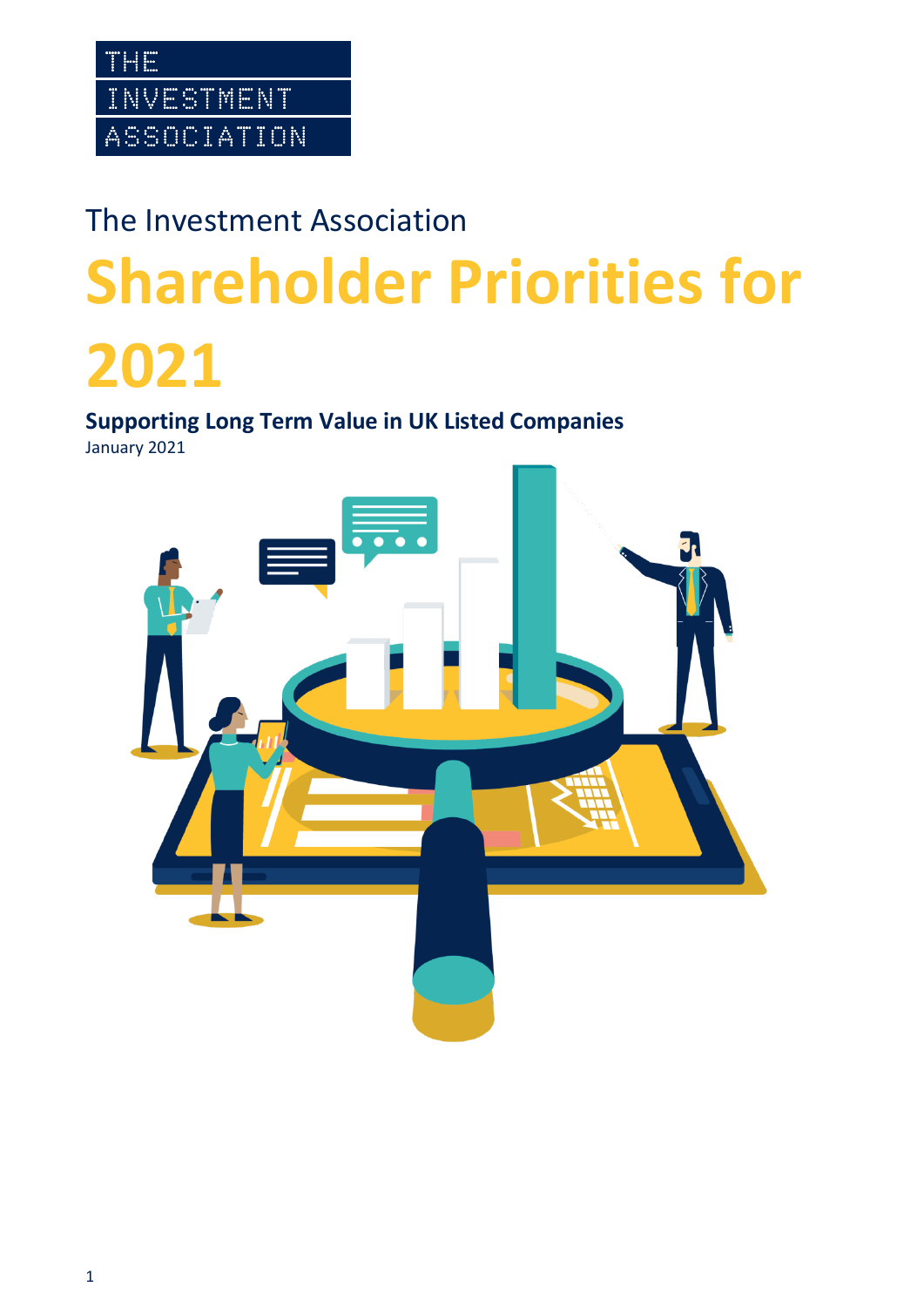THE INVESTMENT ASSOCIATION

The Investment Association

# Shareholder Priorities for 2021

**Supporting Long Term Value in UK Listed Companies**

January 2021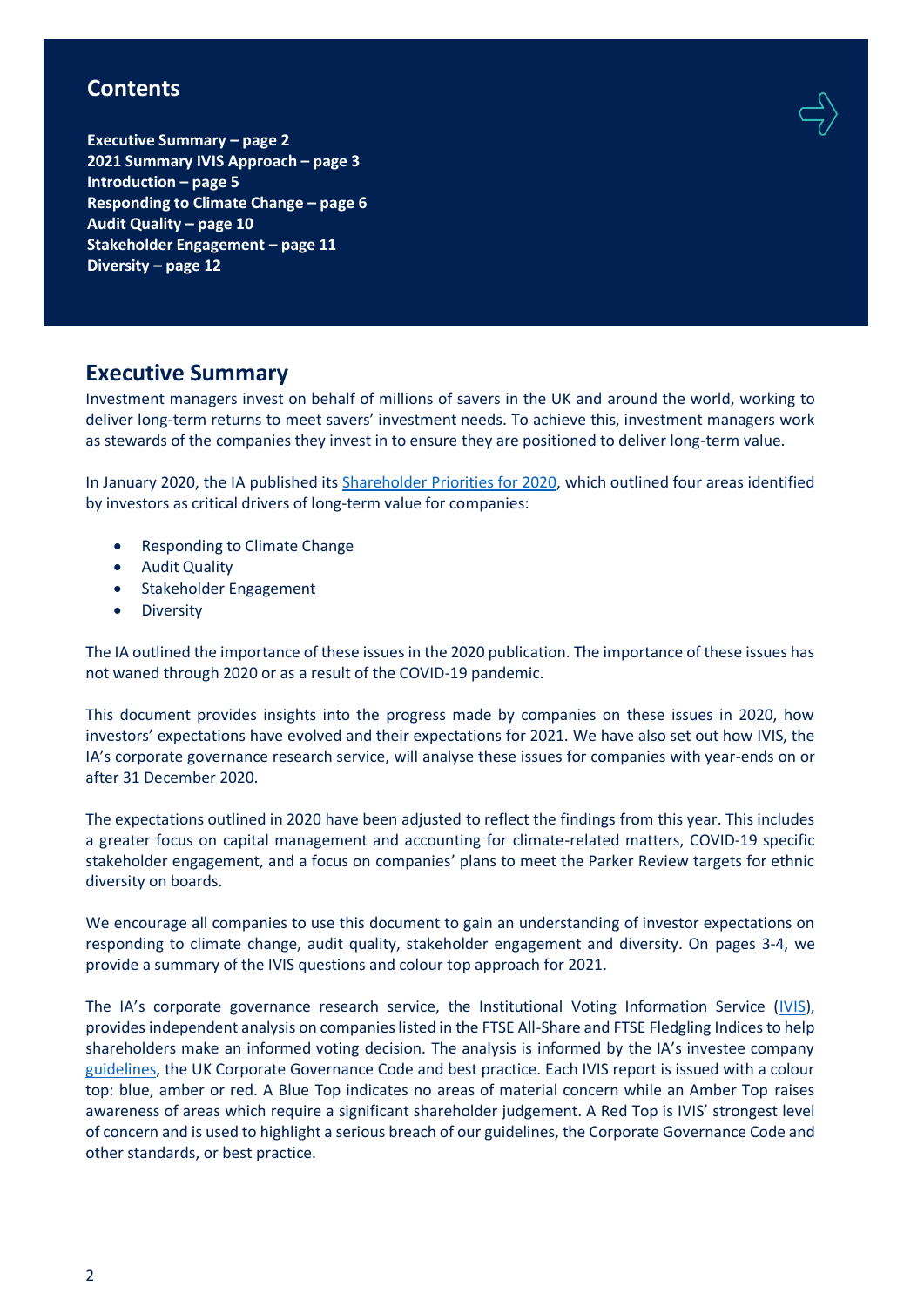## Contents

**Executive Summary – page 2**
**2021 Summary IVIS Approach – page 3**
**Introduction – page 5**
**Responding to Climate Change – page 6**
**Audit Quality – page 10**
**Stakeholder Engagement – page 11**
**Diversity – page 12**

## Executive Summary

Investment managers invest on behalf of millions of savers in the UK and around the world, working to deliver long-term returns to meet savers' investment needs. To achieve this, investment managers work as stewards of the companies they invest in to ensure they are positioned to deliver long-term value.

In January 2020, the IA published its Shareholder Priorities for 2020, which outlined four areas identified by investors as critical drivers of long-term value for companies:

- Responding to Climate Change
- Audit Quality
- Stakeholder Engagement
- Diversity

The IA outlined the importance of these issues in the 2020 publication. The importance of these issues has not waned through 2020 or as a result of the COVID-19 pandemic.

This document provides insights into the progress made by companies on these issues in 2020, how investors' expectations have evolved and their expectations for 2021. We have also set out how IVIS, the IA's corporate governance research service, will analyse these issues for companies with year-ends on or after 31 December 2020.

The expectations outlined in 2020 have been adjusted to reflect the findings from this year. This includes a greater focus on capital management and accounting for climate-related matters, COVID-19 specific stakeholder engagement, and a focus on companies' plans to meet the Parker Review targets for ethnic diversity on boards.

We encourage all companies to use this document to gain an understanding of investor expectations on responding to climate change, audit quality, stakeholder engagement and diversity. On pages 3-4, we provide a summary of the IVIS questions and colour top approach for 2021.

The IA's corporate governance research service, the Institutional Voting Information Service (IVIS), provides independent analysis on companies listed in the FTSE All-Share and FTSE Fledgling Indices to help shareholders make an informed voting decision. The analysis is informed by the IA's investee company guidelines, the UK Corporate Governance Code and best practice. Each IVIS report is issued with a colour top: blue, amber or red. A Blue Top indicates no areas of material concern while an Amber Top raises awareness of areas which require a significant shareholder judgement. A Red Top is IVIS' strongest level of concern and is used to highlight a serious breach of our guidelines, the Corporate Governance Code and other standards, or best practice.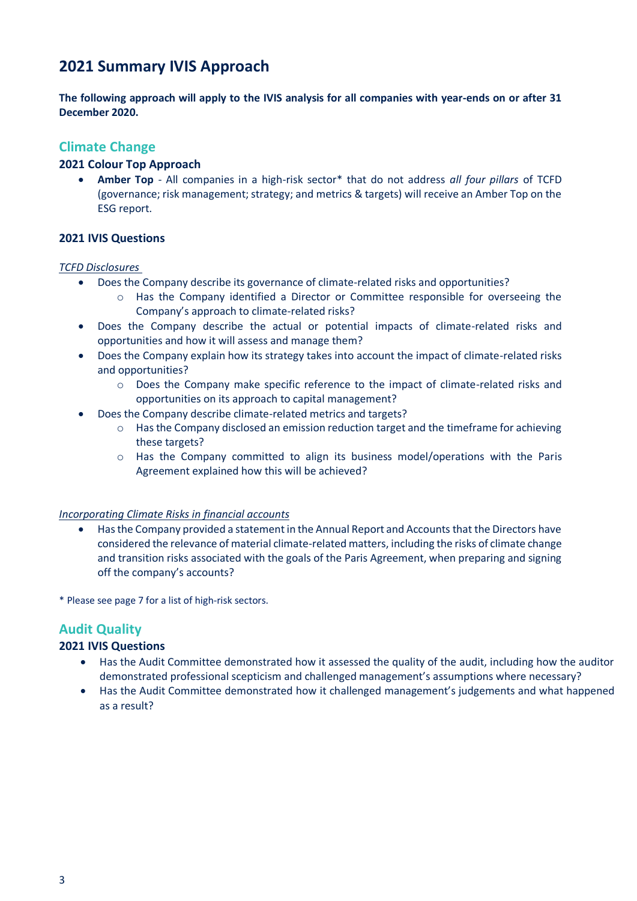# 2021 Summary IVIS Approach

**The following approach will apply to the IVIS analysis for all companies with year-ends on or after 31 December 2020.**

## Climate Change

### 2021 Colour Top Approach

- **Amber Top** - All companies in a high-risk sector* that do not address *all four pillars* of TCFD (governance; risk management; strategy; and metrics & targets) will receive an Amber Top on the ESG report.

### 2021 IVIS Questions

*TCFD Disclosures*

- Does the Company describe its governance of climate-related risks and opportunities?
  - Has the Company identified a Director or Committee responsible for overseeing the Company's approach to climate-related risks?
- Does the Company describe the actual or potential impacts of climate-related risks and opportunities and how it will assess and manage them?
- Does the Company explain how its strategy takes into account the impact of climate-related risks and opportunities?
  - Does the Company make specific reference to the impact of climate-related risks and opportunities on its approach to capital management?
- Does the Company describe climate-related metrics and targets?
  - Has the Company disclosed an emission reduction target and the timeframe for achieving these targets?
  - Has the Company committed to align its business model/operations with the Paris Agreement explained how this will be achieved?

*Incorporating Climate Risks in financial accounts*

- Has the Company provided a statement in the Annual Report and Accounts that the Directors have considered the relevance of material climate-related matters, including the risks of climate change and transition risks associated with the goals of the Paris Agreement, when preparing and signing off the company's accounts?

\* Please see page 7 for a list of high-risk sectors.

## Audit Quality

### 2021 IVIS Questions

- Has the Audit Committee demonstrated how it assessed the quality of the audit, including how the auditor demonstrated professional scepticism and challenged management's assumptions where necessary?
- Has the Audit Committee demonstrated how it challenged management's judgements and what happened as a result?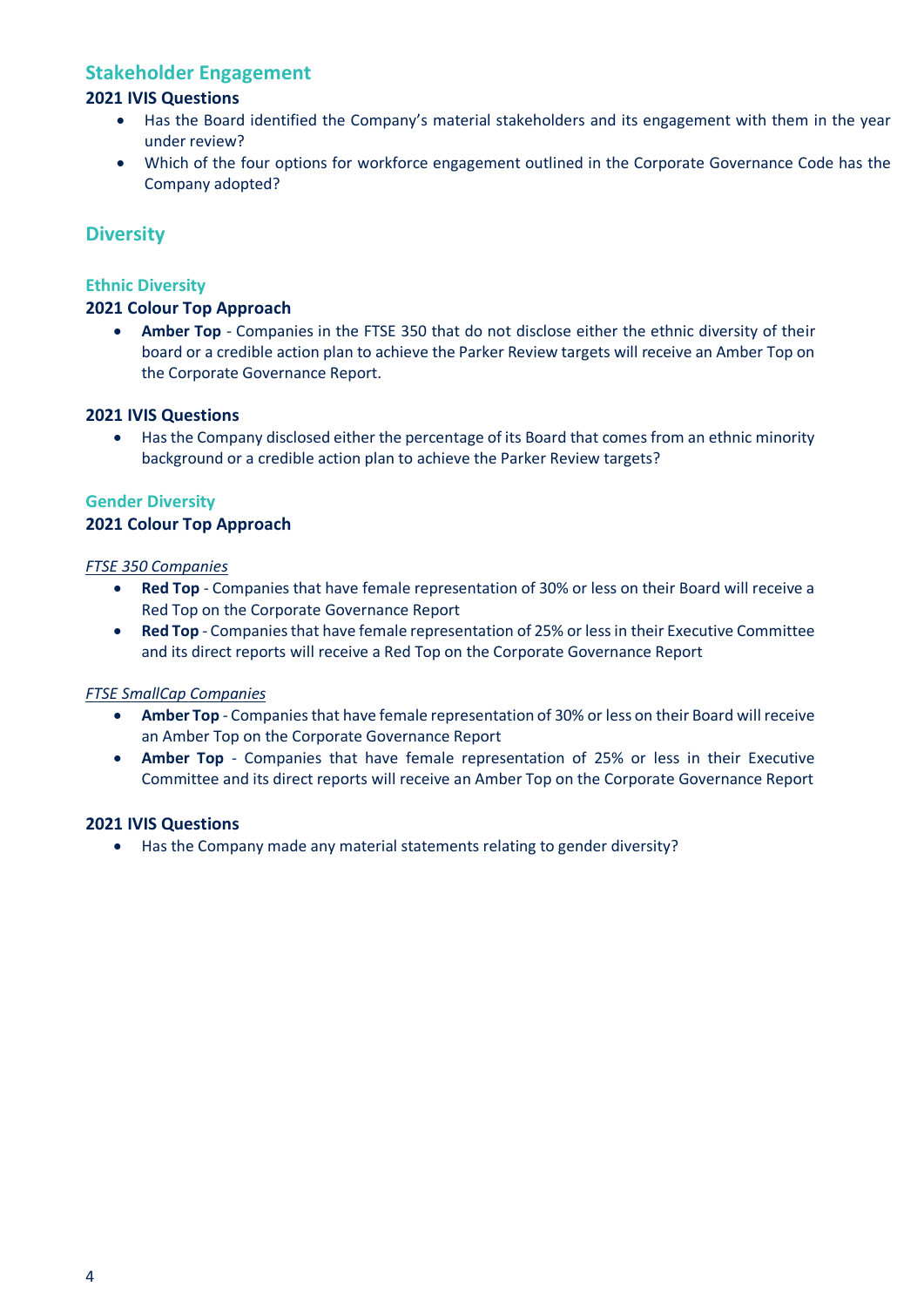## Stakeholder Engagement

### 2021 IVIS Questions

- Has the Board identified the Company's material stakeholders and its engagement with them in the year under review?
- Which of the four options for workforce engagement outlined in the Corporate Governance Code has the Company adopted?

## Diversity

### Ethnic Diversity

#### 2021 Colour Top Approach

- **Amber Top** - Companies in the FTSE 350 that do not disclose either the ethnic diversity of their board or a credible action plan to achieve the Parker Review targets will receive an Amber Top on the Corporate Governance Report.

#### 2021 IVIS Questions

- Has the Company disclosed either the percentage of its Board that comes from an ethnic minority background or a credible action plan to achieve the Parker Review targets?

### Gender Diversity

#### 2021 Colour Top Approach

*FTSE 350 Companies*

- **Red Top** - Companies that have female representation of 30% or less on their Board will receive a Red Top on the Corporate Governance Report
- **Red Top** - Companies that have female representation of 25% or less in their Executive Committee and its direct reports will receive a Red Top on the Corporate Governance Report

*FTSE SmallCap Companies*

- **Amber Top** - Companies that have female representation of 30% or less on their Board will receive an Amber Top on the Corporate Governance Report
- **Amber Top** - Companies that have female representation of 25% or less in their Executive Committee and its direct reports will receive an Amber Top on the Corporate Governance Report

#### 2021 IVIS Questions

- Has the Company made any material statements relating to gender diversity?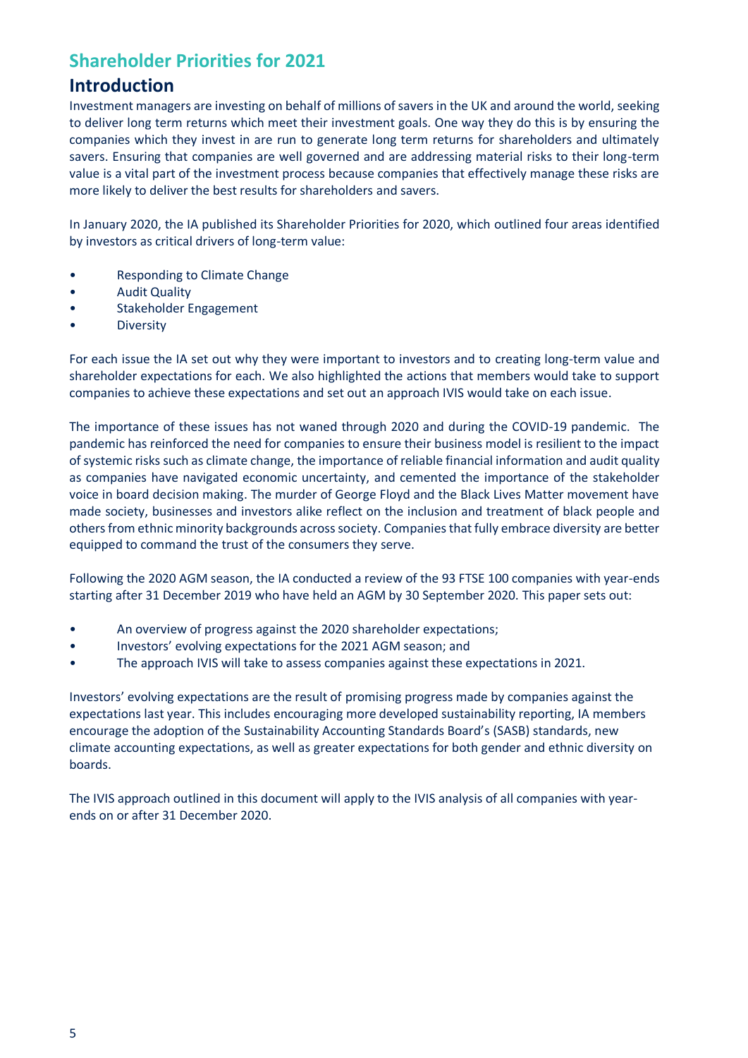# Shareholder Priorities for 2021

## Introduction

Investment managers are investing on behalf of millions of savers in the UK and around the world, seeking to deliver long term returns which meet their investment goals. One way they do this is by ensuring the companies which they invest in are run to generate long term returns for shareholders and ultimately savers. Ensuring that companies are well governed and are addressing material risks to their long-term value is a vital part of the investment process because companies that effectively manage these risks are more likely to deliver the best results for shareholders and savers.

In January 2020, the IA published its Shareholder Priorities for 2020, which outlined four areas identified by investors as critical drivers of long-term value:

- Responding to Climate Change
- Audit Quality
- Stakeholder Engagement
- Diversity

For each issue the IA set out why they were important to investors and to creating long-term value and shareholder expectations for each. We also highlighted the actions that members would take to support companies to achieve these expectations and set out an approach IVIS would take on each issue.

The importance of these issues has not waned through 2020 and during the COVID-19 pandemic. The pandemic has reinforced the need for companies to ensure their business model is resilient to the impact of systemic risks such as climate change, the importance of reliable financial information and audit quality as companies have navigated economic uncertainty, and cemented the importance of the stakeholder voice in board decision making. The murder of George Floyd and the Black Lives Matter movement have made society, businesses and investors alike reflect on the inclusion and treatment of black people and others from ethnic minority backgrounds across society. Companies that fully embrace diversity are better equipped to command the trust of the consumers they serve.

Following the 2020 AGM season, the IA conducted a review of the 93 FTSE 100 companies with year-ends starting after 31 December 2019 who have held an AGM by 30 September 2020. This paper sets out:

- An overview of progress against the 2020 shareholder expectations;
- Investors' evolving expectations for the 2021 AGM season; and
- The approach IVIS will take to assess companies against these expectations in 2021.

Investors' evolving expectations are the result of promising progress made by companies against the expectations last year. This includes encouraging more developed sustainability reporting, IA members encourage the adoption of the Sustainability Accounting Standards Board's (SASB) standards, new climate accounting expectations, as well as greater expectations for both gender and ethnic diversity on boards.

The IVIS approach outlined in this document will apply to the IVIS analysis of all companies with year-ends on or after 31 December 2020.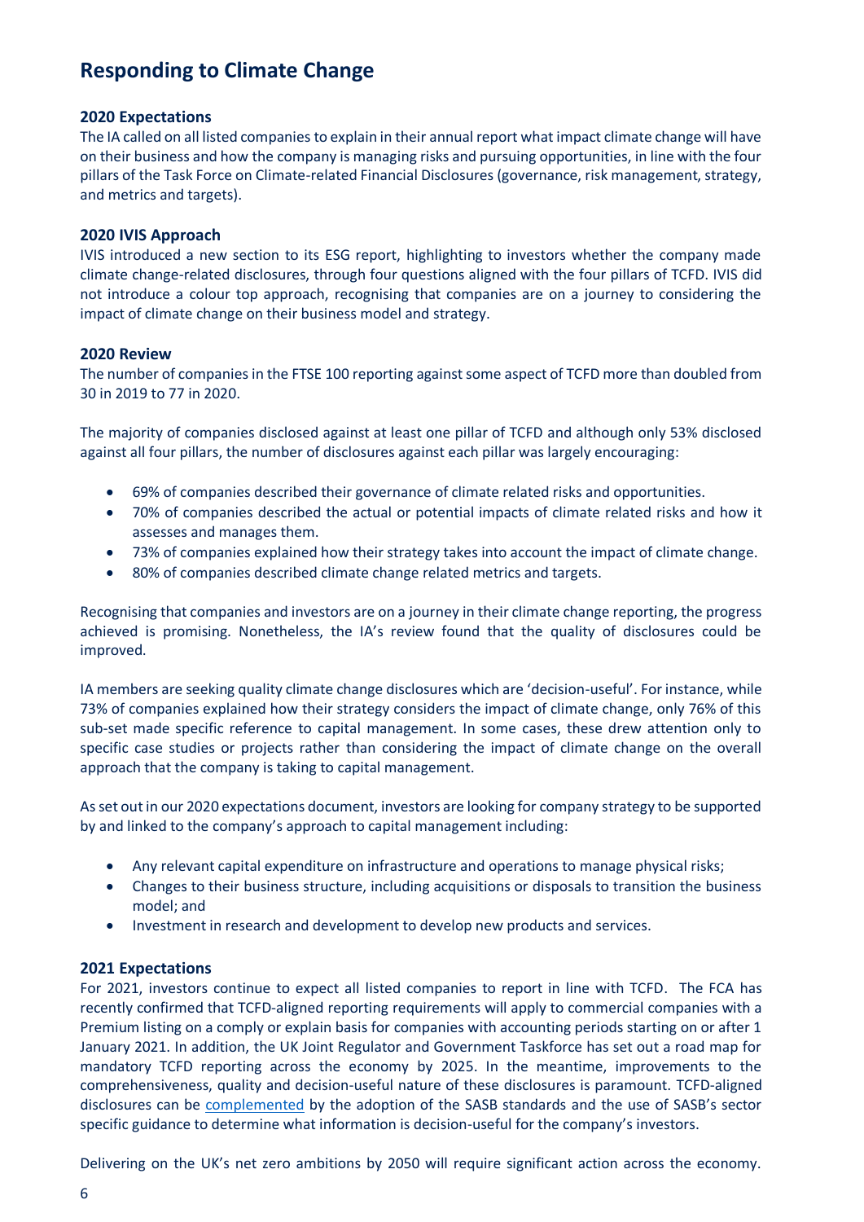# Responding to Climate Change

### 2020 Expectations

The IA called on all listed companies to explain in their annual report what impact climate change will have on their business and how the company is managing risks and pursuing opportunities, in line with the four pillars of the Task Force on Climate-related Financial Disclosures (governance, risk management, strategy, and metrics and targets).

### 2020 IVIS Approach

IVIS introduced a new section to its ESG report, highlighting to investors whether the company made climate change-related disclosures, through four questions aligned with the four pillars of TCFD. IVIS did not introduce a colour top approach, recognising that companies are on a journey to considering the impact of climate change on their business model and strategy.

### 2020 Review

The number of companies in the FTSE 100 reporting against some aspect of TCFD more than doubled from 30 in 2019 to 77 in 2020.

The majority of companies disclosed against at least one pillar of TCFD and although only 53% disclosed against all four pillars, the number of disclosures against each pillar was largely encouraging:

- 69% of companies described their governance of climate related risks and opportunities.
- 70% of companies described the actual or potential impacts of climate related risks and how it assesses and manages them.
- 73% of companies explained how their strategy takes into account the impact of climate change.
- 80% of companies described climate change related metrics and targets.

Recognising that companies and investors are on a journey in their climate change reporting, the progress achieved is promising. Nonetheless, the IA's review found that the quality of disclosures could be improved.

IA members are seeking quality climate change disclosures which are 'decision-useful'. For instance, while 73% of companies explained how their strategy considers the impact of climate change, only 76% of this sub-set made specific reference to capital management. In some cases, these drew attention only to specific case studies or projects rather than considering the impact of climate change on the overall approach that the company is taking to capital management.

As set out in our 2020 expectations document, investors are looking for company strategy to be supported by and linked to the company's approach to capital management including:

- Any relevant capital expenditure on infrastructure and operations to manage physical risks;
- Changes to their business structure, including acquisitions or disposals to transition the business model; and
- Investment in research and development to develop new products and services.

### 2021 Expectations

For 2021, investors continue to expect all listed companies to report in line with TCFD. The FCA has recently confirmed that TCFD-aligned reporting requirements will apply to commercial companies with a Premium listing on a comply or explain basis for companies with accounting periods starting on or after 1 January 2021. In addition, the UK Joint Regulator and Government Taskforce has set out a road map for mandatory TCFD reporting across the economy by 2025. In the meantime, improvements to the comprehensiveness, quality and decision-useful nature of these disclosures is paramount. TCFD-aligned disclosures can be complemented by the adoption of the SASB standards and the use of SASB's sector specific guidance to determine what information is decision-useful for the company's investors.

Delivering on the UK's net zero ambitions by 2050 will require significant action across the economy.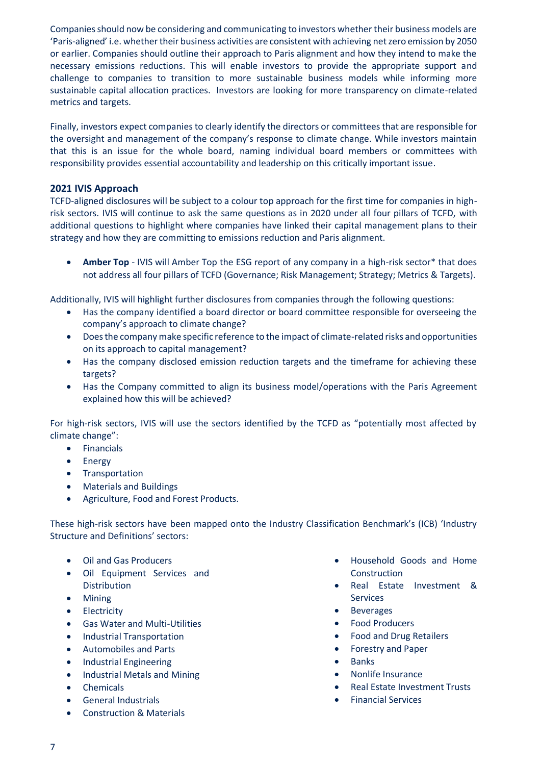Companies should now be considering and communicating to investors whether their business models are 'Paris-aligned' i.e. whether their business activities are consistent with achieving net zero emission by 2050 or earlier. Companies should outline their approach to Paris alignment and how they intend to make the necessary emissions reductions. This will enable investors to provide the appropriate support and challenge to companies to transition to more sustainable business models while informing more sustainable capital allocation practices. Investors are looking for more transparency on climate-related metrics and targets.

Finally, investors expect companies to clearly identify the directors or committees that are responsible for the oversight and management of the company's response to climate change. While investors maintain that this is an issue for the whole board, naming individual board members or committees with responsibility provides essential accountability and leadership on this critically important issue.

### 2021 IVIS Approach

TCFD-aligned disclosures will be subject to a colour top approach for the first time for companies in high-risk sectors. IVIS will continue to ask the same questions as in 2020 under all four pillars of TCFD, with additional questions to highlight where companies have linked their capital management plans to their strategy and how they are committing to emissions reduction and Paris alignment.

- **Amber Top** - IVIS will Amber Top the ESG report of any company in a high-risk sector* that does not address all four pillars of TCFD (Governance; Risk Management; Strategy; Metrics & Targets).

Additionally, IVIS will highlight further disclosures from companies through the following questions:

- Has the company identified a board director or board committee responsible for overseeing the company's approach to climate change?
- Does the company make specific reference to the impact of climate-related risks and opportunities on its approach to capital management?
- Has the company disclosed emission reduction targets and the timeframe for achieving these targets?
- Has the Company committed to align its business model/operations with the Paris Agreement explained how this will be achieved?

For high-risk sectors, IVIS will use the sectors identified by the TCFD as "potentially most affected by climate change":

- Financials
- Energy
- Transportation
- Materials and Buildings
- Agriculture, Food and Forest Products.

These high-risk sectors have been mapped onto the Industry Classification Benchmark's (ICB) 'Industry Structure and Definitions' sectors:

- Oil and Gas Producers
- Oil Equipment Services and Distribution
- Mining
- Electricity
- Gas Water and Multi-Utilities
- Industrial Transportation
- Automobiles and Parts
- Industrial Engineering
- Industrial Metals and Mining
- Chemicals
- General Industrials
- Construction & Materials
- Household Goods and Home Construction
- Real Estate Investment & Services
- Beverages
- Food Producers
- Food and Drug Retailers
- Forestry and Paper
- Banks
- Nonlife Insurance
- Real Estate Investment Trusts
- Financial Services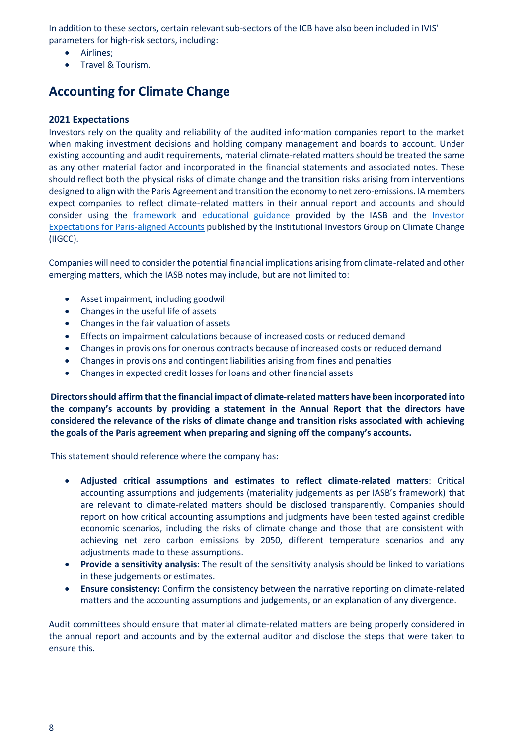In addition to these sectors, certain relevant sub-sectors of the ICB have also been included in IVIS' parameters for high-risk sectors, including:

- Airlines;
- Travel & Tourism.

## Accounting for Climate Change

### 2021 Expectations

Investors rely on the quality and reliability of the audited information companies report to the market when making investment decisions and holding company management and boards to account. Under existing accounting and audit requirements, material climate-related matters should be treated the same as any other material factor and incorporated in the financial statements and associated notes. These should reflect both the physical risks of climate change and the transition risks arising from interventions designed to align with the Paris Agreement and transition the economy to net zero-emissions. IA members expect companies to reflect climate-related matters in their annual report and accounts and should consider using the framework and educational guidance provided by the IASB and the Investor Expectations for Paris-aligned Accounts published by the Institutional Investors Group on Climate Change (IIGCC).

Companies will need to consider the potential financial implications arising from climate-related and other emerging matters, which the IASB notes may include, but are not limited to:

- Asset impairment, including goodwill
- Changes in the useful life of assets
- Changes in the fair valuation of assets
- Effects on impairment calculations because of increased costs or reduced demand
- Changes in provisions for onerous contracts because of increased costs or reduced demand
- Changes in provisions and contingent liabilities arising from fines and penalties
- Changes in expected credit losses for loans and other financial assets

**Directors should affirm that the financial impact of climate-related matters have been incorporated into the company's accounts by providing a statement in the Annual Report that the directors have considered the relevance of the risks of climate change and transition risks associated with achieving the goals of the Paris agreement when preparing and signing off the company's accounts.**

This statement should reference where the company has:

- **Adjusted critical assumptions and estimates to reflect climate-related matters**: Critical accounting assumptions and judgements (materiality judgements as per IASB's framework) that are relevant to climate-related matters should be disclosed transparently. Companies should report on how critical accounting assumptions and judgments have been tested against credible economic scenarios, including the risks of climate change and those that are consistent with achieving net zero carbon emissions by 2050, different temperature scenarios and any adjustments made to these assumptions.
- **Provide a sensitivity analysis**: The result of the sensitivity analysis should be linked to variations in these judgements or estimates.
- **Ensure consistency:** Confirm the consistency between the narrative reporting on climate-related matters and the accounting assumptions and judgements, or an explanation of any divergence.

Audit committees should ensure that material climate-related matters are being properly considered in the annual report and accounts and by the external auditor and disclose the steps that were taken to ensure this.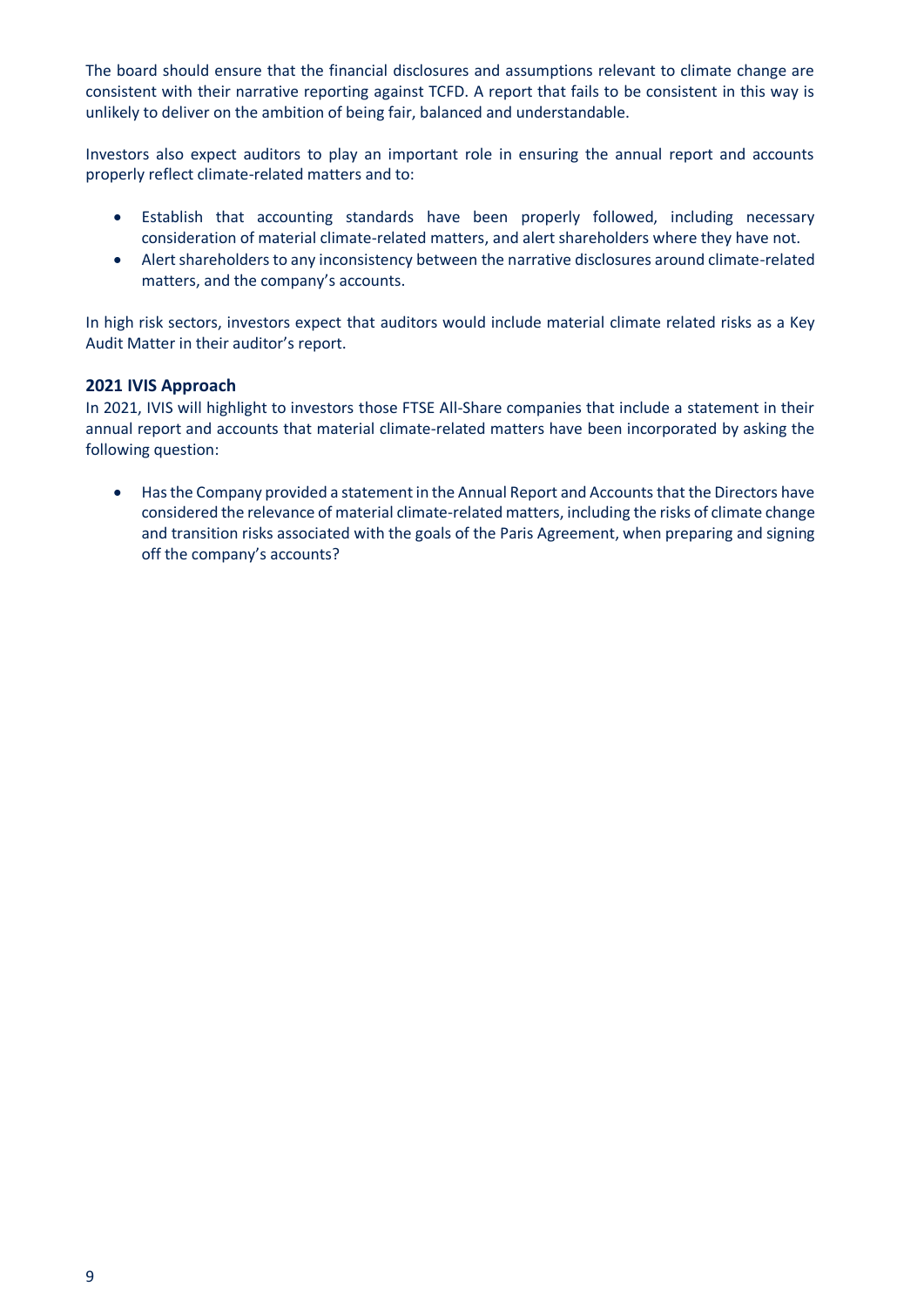The board should ensure that the financial disclosures and assumptions relevant to climate change are consistent with their narrative reporting against TCFD. A report that fails to be consistent in this way is unlikely to deliver on the ambition of being fair, balanced and understandable.

Investors also expect auditors to play an important role in ensuring the annual report and accounts properly reflect climate-related matters and to:

- Establish that accounting standards have been properly followed, including necessary consideration of material climate-related matters, and alert shareholders where they have not.
- Alert shareholders to any inconsistency between the narrative disclosures around climate-related matters, and the company's accounts.

In high risk sectors, investors expect that auditors would include material climate related risks as a Key Audit Matter in their auditor's report.

## 2021 IVIS Approach

In 2021, IVIS will highlight to investors those FTSE All-Share companies that include a statement in their annual report and accounts that material climate-related matters have been incorporated by asking the following question:

- Has the Company provided a statement in the Annual Report and Accounts that the Directors have considered the relevance of material climate-related matters, including the risks of climate change and transition risks associated with the goals of the Paris Agreement, when preparing and signing off the company's accounts?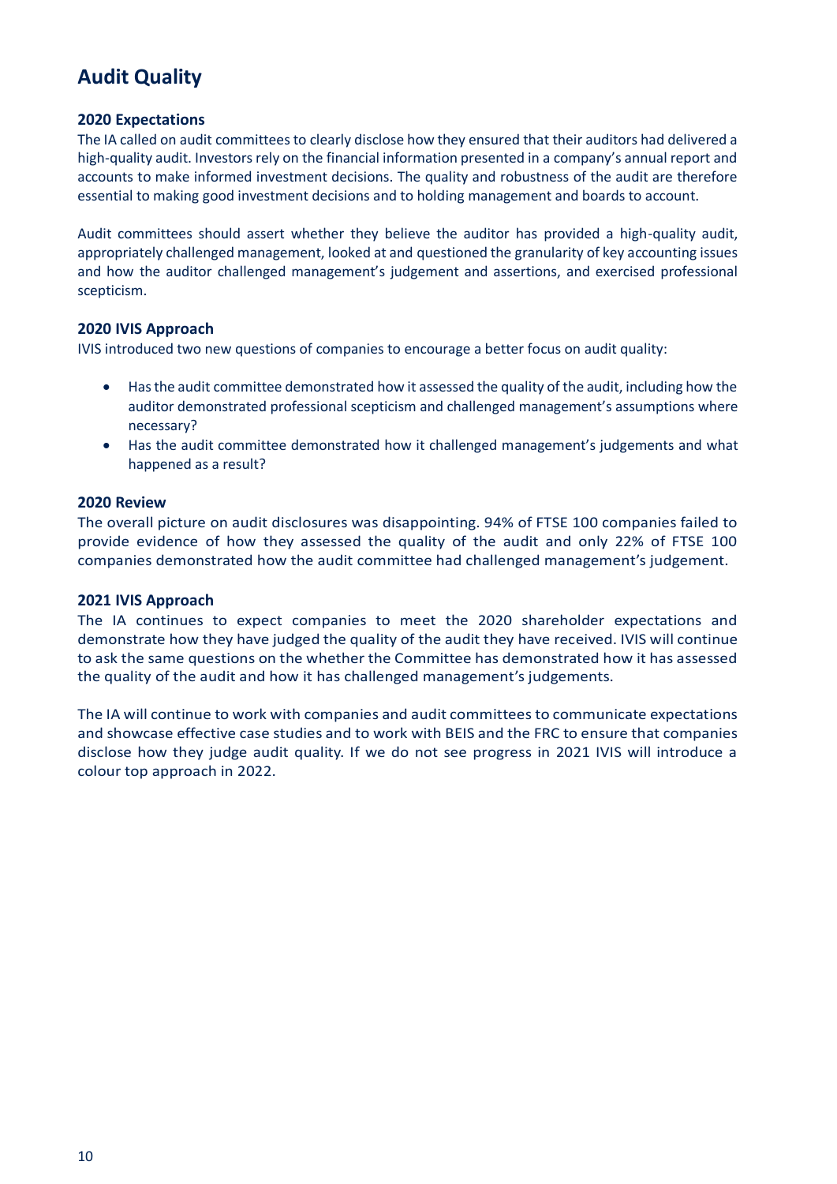# Audit Quality

### 2020 Expectations

The IA called on audit committees to clearly disclose how they ensured that their auditors had delivered a high-quality audit. Investors rely on the financial information presented in a company's annual report and accounts to make informed investment decisions. The quality and robustness of the audit are therefore essential to making good investment decisions and to holding management and boards to account.

Audit committees should assert whether they believe the auditor has provided a high-quality audit, appropriately challenged management, looked at and questioned the granularity of key accounting issues and how the auditor challenged management's judgement and assertions, and exercised professional scepticism.

### 2020 IVIS Approach

IVIS introduced two new questions of companies to encourage a better focus on audit quality:

- Has the audit committee demonstrated how it assessed the quality of the audit, including how the auditor demonstrated professional scepticism and challenged management's assumptions where necessary?
- Has the audit committee demonstrated how it challenged management's judgements and what happened as a result?

### 2020 Review

The overall picture on audit disclosures was disappointing. 94% of FTSE 100 companies failed to provide evidence of how they assessed the quality of the audit and only 22% of FTSE 100 companies demonstrated how the audit committee had challenged management's judgement.

### 2021 IVIS Approach

The IA continues to expect companies to meet the 2020 shareholder expectations and demonstrate how they have judged the quality of the audit they have received. IVIS will continue to ask the same questions on the whether the Committee has demonstrated how it has assessed the quality of the audit and how it has challenged management's judgements.

The IA will continue to work with companies and audit committees to communicate expectations and showcase effective case studies and to work with BEIS and the FRC to ensure that companies disclose how they judge audit quality. If we do not see progress in 2021 IVIS will introduce a colour top approach in 2022.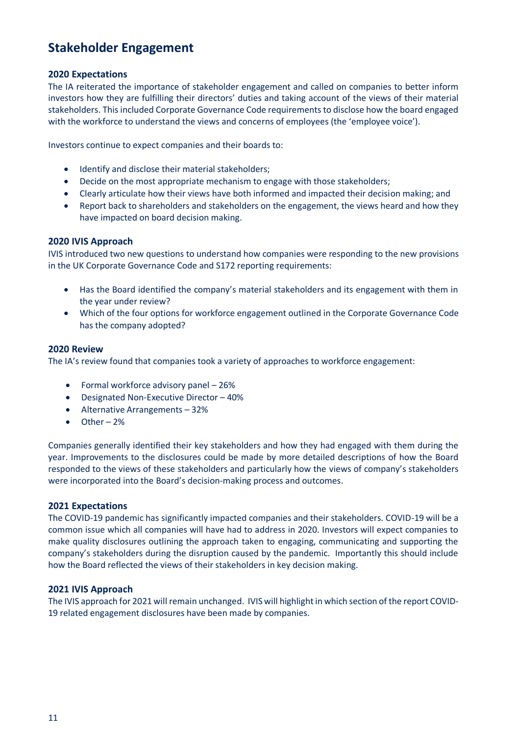## Stakeholder Engagement

### 2020 Expectations

The IA reiterated the importance of stakeholder engagement and called on companies to better inform investors how they are fulfilling their directors' duties and taking account of the views of their material stakeholders. This included Corporate Governance Code requirements to disclose how the board engaged with the workforce to understand the views and concerns of employees (the 'employee voice').

Investors continue to expect companies and their boards to:

- Identify and disclose their material stakeholders;
- Decide on the most appropriate mechanism to engage with those stakeholders;
- Clearly articulate how their views have both informed and impacted their decision making; and
- Report back to shareholders and stakeholders on the engagement, the views heard and how they have impacted on board decision making.

### 2020 IVIS Approach

IVIS introduced two new questions to understand how companies were responding to the new provisions in the UK Corporate Governance Code and S172 reporting requirements:

- Has the Board identified the company's material stakeholders and its engagement with them in the year under review?
- Which of the four options for workforce engagement outlined in the Corporate Governance Code has the company adopted?

### 2020 Review

The IA's review found that companies took a variety of approaches to workforce engagement:

- Formal workforce advisory panel – 26%
- Designated Non-Executive Director – 40%
- Alternative Arrangements – 32%
- Other – 2%

Companies generally identified their key stakeholders and how they had engaged with them during the year. Improvements to the disclosures could be made by more detailed descriptions of how the Board responded to the views of these stakeholders and particularly how the views of company's stakeholders were incorporated into the Board's decision-making process and outcomes.

### 2021 Expectations

The COVID-19 pandemic has significantly impacted companies and their stakeholders. COVID-19 will be a common issue which all companies will have had to address in 2020. Investors will expect companies to make quality disclosures outlining the approach taken to engaging, communicating and supporting the company's stakeholders during the disruption caused by the pandemic. Importantly this should include how the Board reflected the views of their stakeholders in key decision making.

### 2021 IVIS Approach

The IVIS approach for 2021 will remain unchanged. IVIS will highlight in which section of the report COVID-19 related engagement disclosures have been made by companies.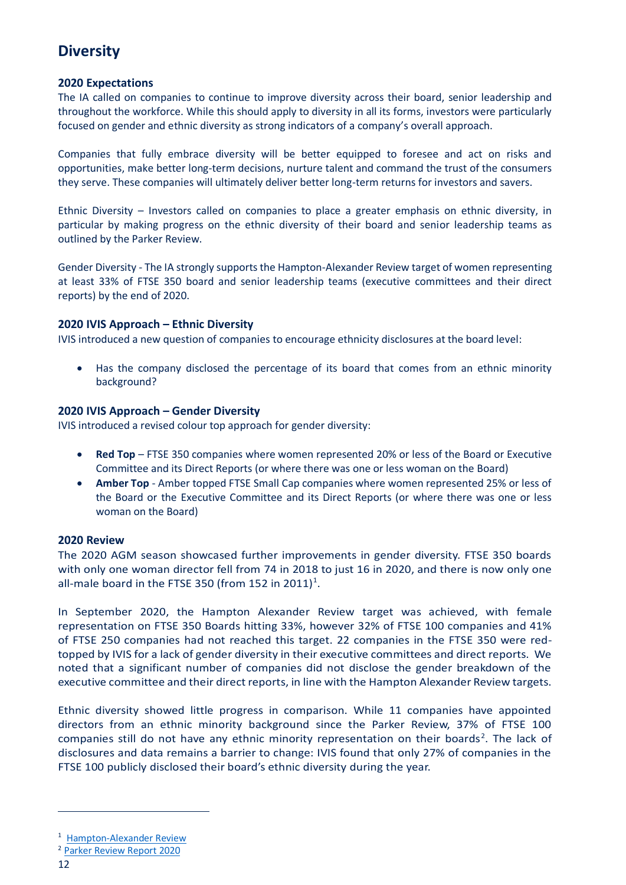## Diversity

### 2020 Expectations

The IA called on companies to continue to improve diversity across their board, senior leadership and throughout the workforce. While this should apply to diversity in all its forms, investors were particularly focused on gender and ethnic diversity as strong indicators of a company's overall approach.

Companies that fully embrace diversity will be better equipped to foresee and act on risks and opportunities, make better long-term decisions, nurture talent and command the trust of the consumers they serve. These companies will ultimately deliver better long-term returns for investors and savers.

Ethnic Diversity – Investors called on companies to place a greater emphasis on ethnic diversity, in particular by making progress on the ethnic diversity of their board and senior leadership teams as outlined by the Parker Review.

Gender Diversity - The IA strongly supports the Hampton-Alexander Review target of women representing at least 33% of FTSE 350 board and senior leadership teams (executive committees and their direct reports) by the end of 2020.

### 2020 IVIS Approach – Ethnic Diversity

IVIS introduced a new question of companies to encourage ethnicity disclosures at the board level:

- Has the company disclosed the percentage of its board that comes from an ethnic minority background?

### 2020 IVIS Approach – Gender Diversity

IVIS introduced a revised colour top approach for gender diversity:

- **Red Top** – FTSE 350 companies where women represented 20% or less of the Board or Executive Committee and its Direct Reports (or where there was one or less woman on the Board)
- **Amber Top** - Amber topped FTSE Small Cap companies where women represented 25% or less of the Board or the Executive Committee and its Direct Reports (or where there was one or less woman on the Board)

### 2020 Review

The 2020 AGM season showcased further improvements in gender diversity. FTSE 350 boards with only one woman director fell from 74 in 2018 to just 16 in 2020, and there is now only one all-male board in the FTSE 350 (from 152 in 2011)[1].

In September 2020, the Hampton Alexander Review target was achieved, with female representation on FTSE 350 Boards hitting 33%, however 32% of FTSE 100 companies and 41% of FTSE 250 companies had not reached this target. 22 companies in the FTSE 350 were red-topped by IVIS for a lack of gender diversity in their executive committees and direct reports. We noted that a significant number of companies did not disclose the gender breakdown of the executive committee and their direct reports, in line with the Hampton Alexander Review targets.

Ethnic diversity showed little progress in comparison. While 11 companies have appointed directors from an ethnic minority background since the Parker Review, 37% of FTSE 100 companies still do not have any ethnic minority representation on their boards[2]. The lack of disclosures and data remains a barrier to change: IVIS found that only 27% of companies in the FTSE 100 publicly disclosed their board's ethnic diversity during the year.

---

[1] Hampton-Alexander Review

[2] Parker Review Report 2020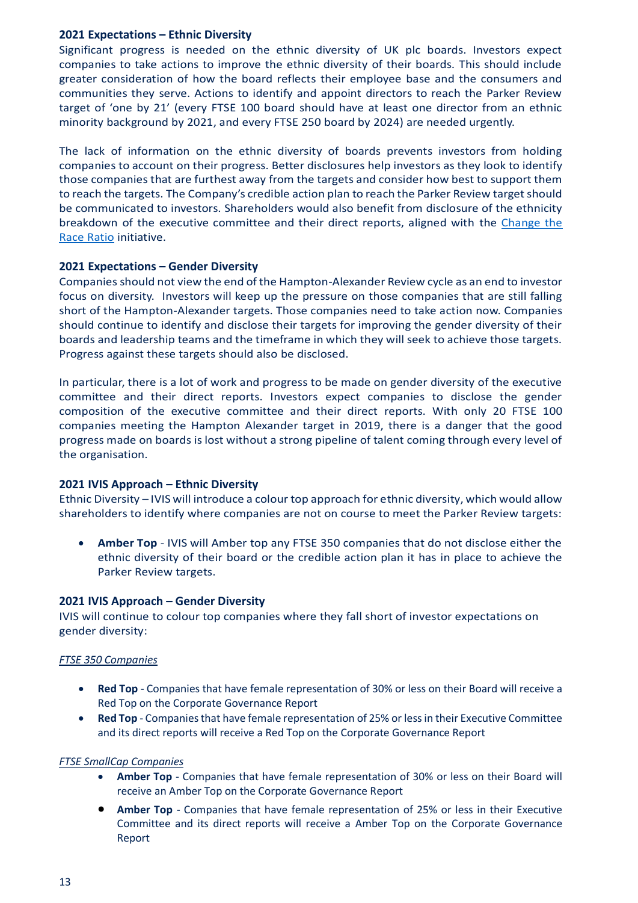### 2021 Expectations – Ethnic Diversity

Significant progress is needed on the ethnic diversity of UK plc boards. Investors expect companies to take actions to improve the ethnic diversity of their boards. This should include greater consideration of how the board reflects their employee base and the consumers and communities they serve. Actions to identify and appoint directors to reach the Parker Review target of 'one by 21' (every FTSE 100 board should have at least one director from an ethnic minority background by 2021, and every FTSE 250 board by 2024) are needed urgently.

The lack of information on the ethnic diversity of boards prevents investors from holding companies to account on their progress. Better disclosures help investors as they look to identify those companies that are furthest away from the targets and consider how best to support them to reach the targets. The Company's credible action plan to reach the Parker Review target should be communicated to investors. Shareholders would also benefit from disclosure of the ethnicity breakdown of the executive committee and their direct reports, aligned with the Change the Race Ratio initiative.

### 2021 Expectations – Gender Diversity

Companies should not view the end of the Hampton-Alexander Review cycle as an end to investor focus on diversity. Investors will keep up the pressure on those companies that are still falling short of the Hampton-Alexander targets. Those companies need to take action now. Companies should continue to identify and disclose their targets for improving the gender diversity of their boards and leadership teams and the timeframe in which they will seek to achieve those targets. Progress against these targets should also be disclosed.

In particular, there is a lot of work and progress to be made on gender diversity of the executive committee and their direct reports. Investors expect companies to disclose the gender composition of the executive committee and their direct reports. With only 20 FTSE 100 companies meeting the Hampton Alexander target in 2019, there is a danger that the good progress made on boards is lost without a strong pipeline of talent coming through every level of the organisation.

### 2021 IVIS Approach – Ethnic Diversity

Ethnic Diversity – IVIS will introduce a colour top approach for ethnic diversity, which would allow shareholders to identify where companies are not on course to meet the Parker Review targets:

- **Amber Top** - IVIS will Amber top any FTSE 350 companies that do not disclose either the ethnic diversity of their board or the credible action plan it has in place to achieve the Parker Review targets.

### 2021 IVIS Approach – Gender Diversity

IVIS will continue to colour top companies where they fall short of investor expectations on gender diversity:

*FTSE 350 Companies*

- **Red Top** - Companies that have female representation of 30% or less on their Board will receive a Red Top on the Corporate Governance Report
- **Red Top** - Companies that have female representation of 25% or less in their Executive Committee and its direct reports will receive a Red Top on the Corporate Governance Report

*FTSE SmallCap Companies*

- **Amber Top** - Companies that have female representation of 30% or less on their Board will receive an Amber Top on the Corporate Governance Report
- **Amber Top** - Companies that have female representation of 25% or less in their Executive Committee and its direct reports will receive a Amber Top on the Corporate Governance Report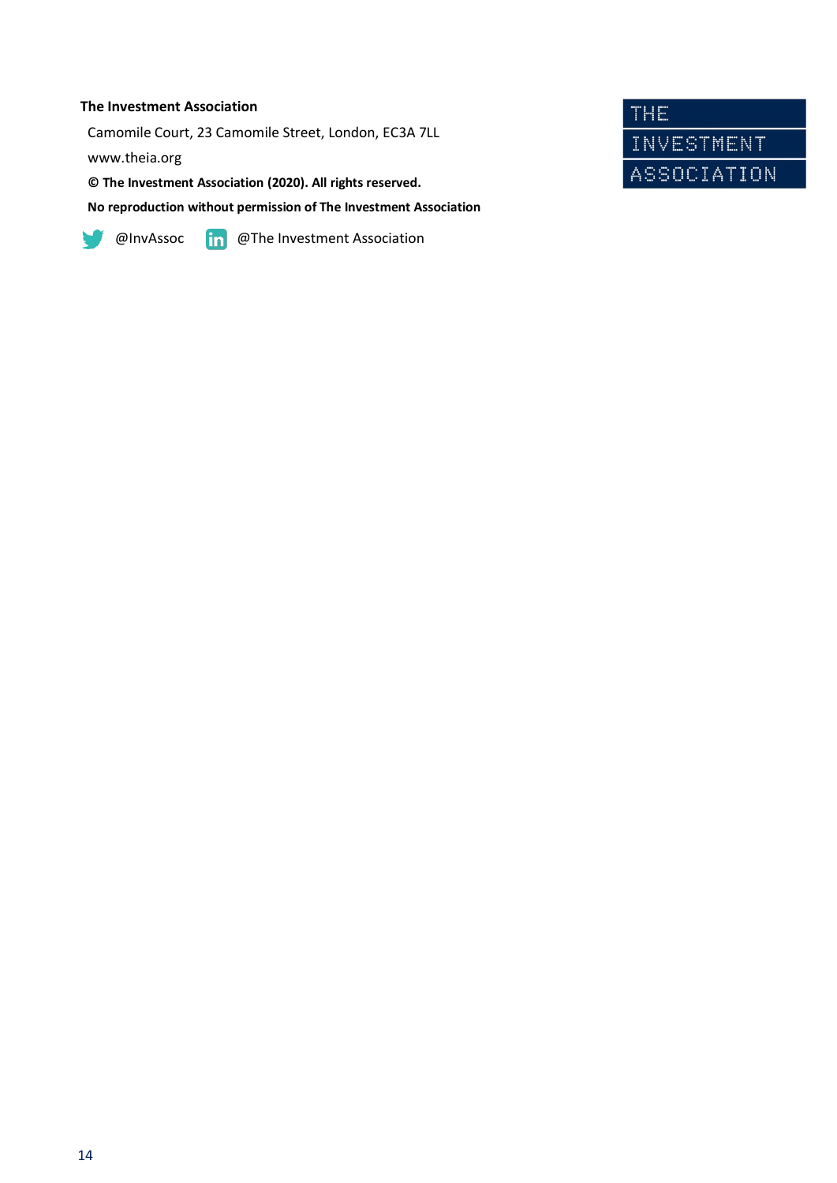**The Investment Association**

Camomile Court, 23 Camomile Street, London, EC3A 7LL

www.theia.org

**© The Investment Association (2020). All rights reserved.**

**No reproduction without permission of The Investment Association**

@InvAssoc @The Investment Association

THE
INVESTMENT
ASSOCIATION